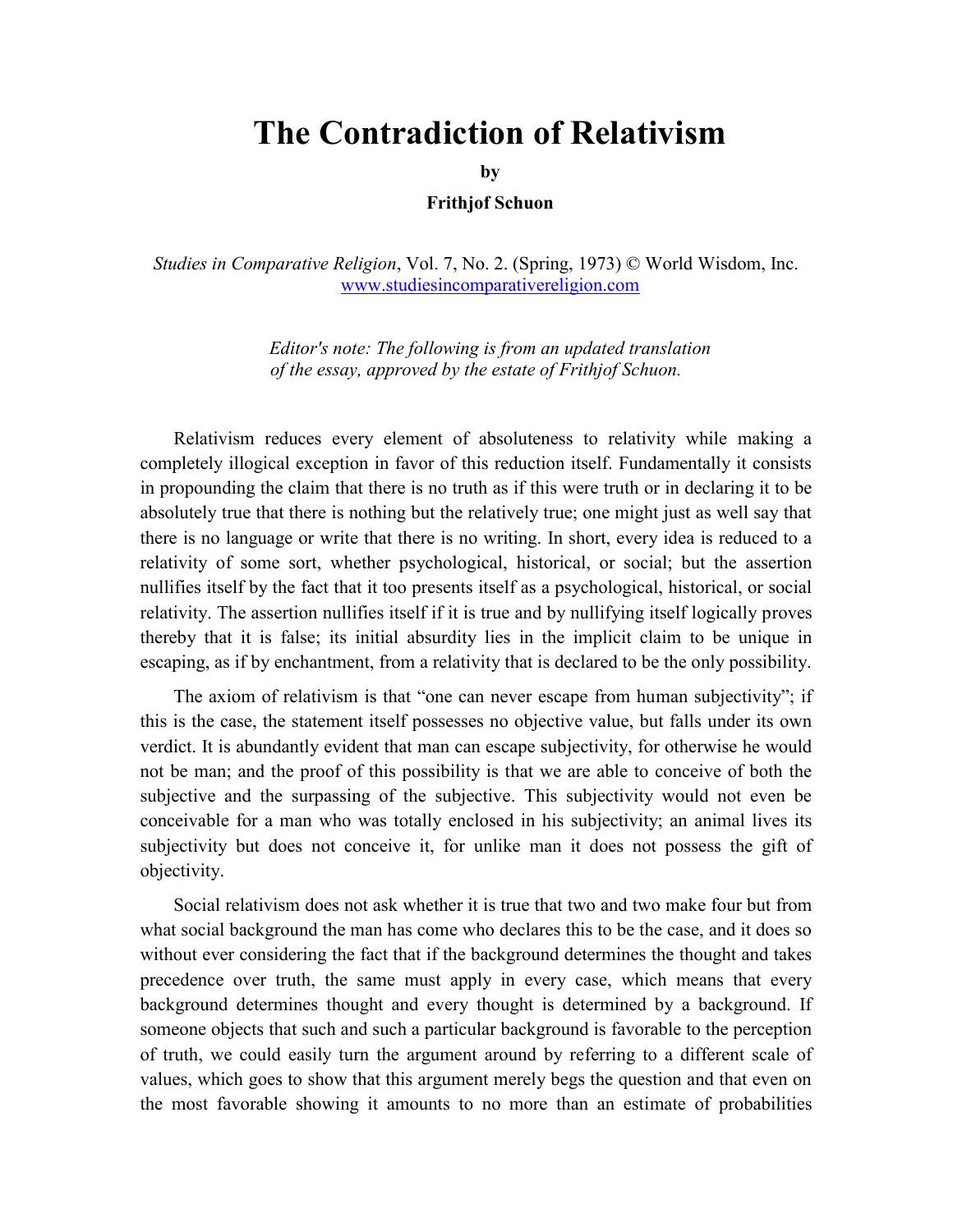# The Contradiction of Relativism

**by**

**Frithjof Schuon**

*Studies in Comparative Religion*, Vol. 7, No. 2. (Spring, 1973) © World Wisdom, Inc.
www.studiesincomparativereligion.com

*Editor's note: The following is from an updated translation of the essay, approved by the estate of Frithjof Schuon.*

Relativism reduces every element of absoluteness to relativity while making a completely illogical exception in favor of this reduction itself. Fundamentally it consists in propounding the claim that there is no truth as if this were truth or in declaring it to be absolutely true that there is nothing but the relatively true; one might just as well say that there is no language or write that there is no writing. In short, every idea is reduced to a relativity of some sort, whether psychological, historical, or social; but the assertion nullifies itself by the fact that it too presents itself as a psychological, historical, or social relativity. The assertion nullifies itself if it is true and by nullifying itself logically proves thereby that it is false; its initial absurdity lies in the implicit claim to be unique in escaping, as if by enchantment, from a relativity that is declared to be the only possibility.

The axiom of relativism is that "one can never escape from human subjectivity"; if this is the case, the statement itself possesses no objective value, but falls under its own verdict. It is abundantly evident that man can escape subjectivity, for otherwise he would not be man; and the proof of this possibility is that we are able to conceive of both the subjective and the surpassing of the subjective. This subjectivity would not even be conceivable for a man who was totally enclosed in his subjectivity; an animal lives its subjectivity but does not conceive it, for unlike man it does not possess the gift of objectivity.

Social relativism does not ask whether it is true that two and two make four but from what social background the man has come who declares this to be the case, and it does so without ever considering the fact that if the background determines the thought and takes precedence over truth, the same must apply in every case, which means that every background determines thought and every thought is determined by a background. If someone objects that such and such a particular background is favorable to the perception of truth, we could easily turn the argument around by referring to a different scale of values, which goes to show that this argument merely begs the question and that even on the most favorable showing it amounts to no more than an estimate of probabilities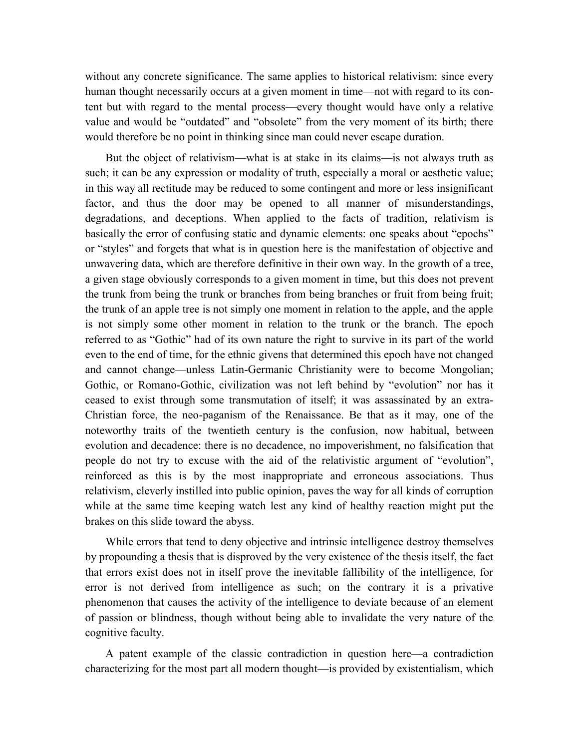without any concrete significance. The same applies to historical relativism: since every human thought necessarily occurs at a given moment in time—not with regard to its content but with regard to the mental process—every thought would have only a relative value and would be "outdated" and "obsolete" from the very moment of its birth; there would therefore be no point in thinking since man could never escape duration.

But the object of relativism—what is at stake in its claims—is not always truth as such; it can be any expression or modality of truth, especially a moral or aesthetic value; in this way all rectitude may be reduced to some contingent and more or less insignificant factor, and thus the door may be opened to all manner of misunderstandings, degradations, and deceptions. When applied to the facts of tradition, relativism is basically the error of confusing static and dynamic elements: one speaks about "epochs" or "styles" and forgets that what is in question here is the manifestation of objective and unwavering data, which are therefore definitive in their own way. In the growth of a tree, a given stage obviously corresponds to a given moment in time, but this does not prevent the trunk from being the trunk or branches from being branches or fruit from being fruit; the trunk of an apple tree is not simply one moment in relation to the apple, and the apple is not simply some other moment in relation to the trunk or the branch. The epoch referred to as "Gothic" had of its own nature the right to survive in its part of the world even to the end of time, for the ethnic givens that determined this epoch have not changed and cannot change—unless Latin-Germanic Christianity were to become Mongolian; Gothic, or Romano-Gothic, civilization was not left behind by "evolution" nor has it ceased to exist through some transmutation of itself; it was assassinated by an extra-Christian force, the neo-paganism of the Renaissance. Be that as it may, one of the noteworthy traits of the twentieth century is the confusion, now habitual, between evolution and decadence: there is no decadence, no impoverishment, no falsification that people do not try to excuse with the aid of the relativistic argument of "evolution", reinforced as this is by the most inappropriate and erroneous associations. Thus relativism, cleverly instilled into public opinion, paves the way for all kinds of corruption while at the same time keeping watch lest any kind of healthy reaction might put the brakes on this slide toward the abyss.

While errors that tend to deny objective and intrinsic intelligence destroy themselves by propounding a thesis that is disproved by the very existence of the thesis itself, the fact that errors exist does not in itself prove the inevitable fallibility of the intelligence, for error is not derived from intelligence as such; on the contrary it is a privative phenomenon that causes the activity of the intelligence to deviate because of an element of passion or blindness, though without being able to invalidate the very nature of the cognitive faculty.

A patent example of the classic contradiction in question here—a contradiction characterizing for the most part all modern thought—is provided by existentialism, which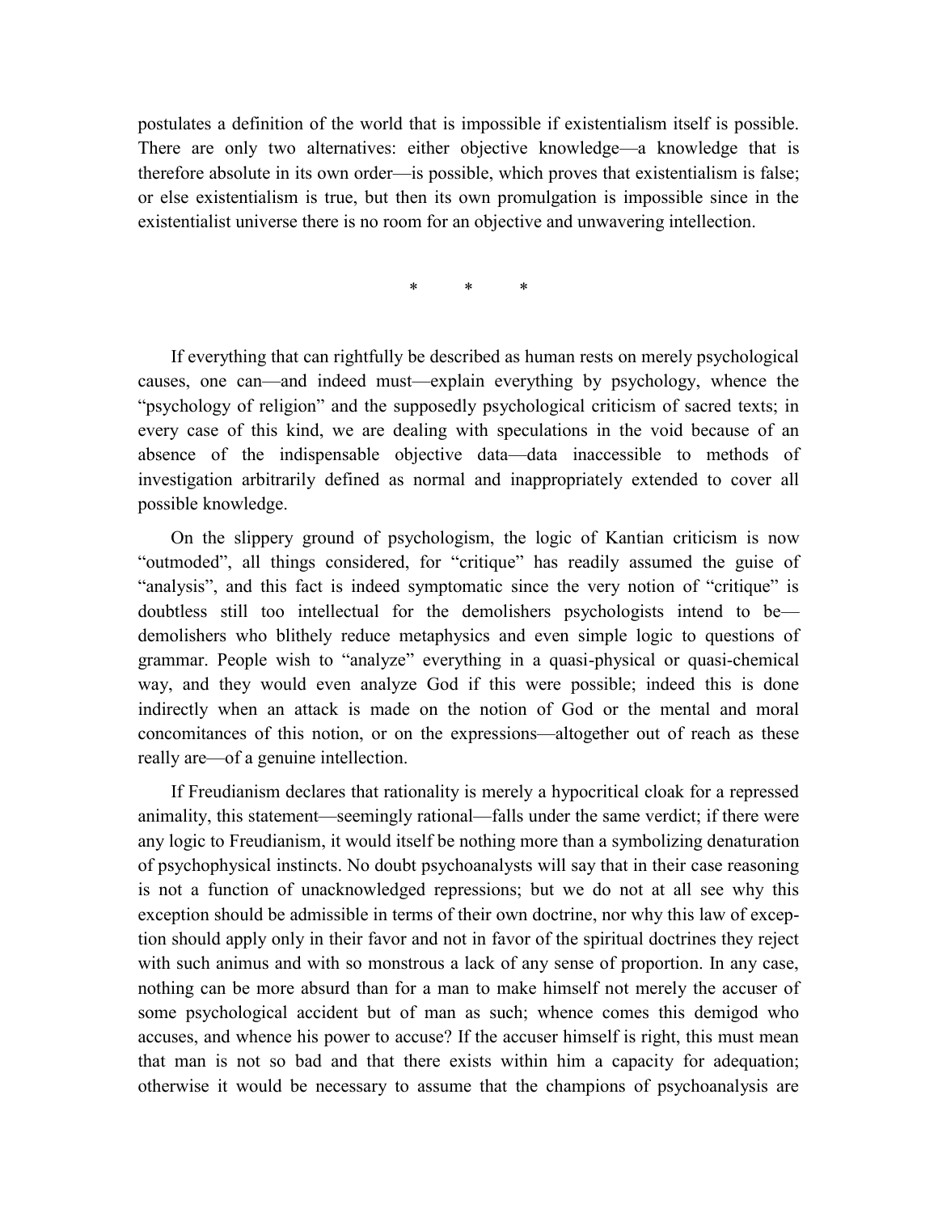postulates a definition of the world that is impossible if existentialism itself is possible. There are only two alternatives: either objective knowledge—a knowledge that is therefore absolute in its own order—is possible, which proves that existentialism is false; or else existentialism is true, but then its own promulgation is impossible since in the existentialist universe there is no room for an objective and unwavering intellection.

\*  \*  \*

If everything that can rightfully be described as human rests on merely psychological causes, one can—and indeed must—explain everything by psychology, whence the "psychology of religion" and the supposedly psychological criticism of sacred texts; in every case of this kind, we are dealing with speculations in the void because of an absence of the indispensable objective data—data inaccessible to methods of investigation arbitrarily defined as normal and inappropriately extended to cover all possible knowledge.

On the slippery ground of psychologism, the logic of Kantian criticism is now "outmoded", all things considered, for "critique" has readily assumed the guise of "analysis", and this fact is indeed symptomatic since the very notion of "critique" is doubtless still too intellectual for the demolishers psychologists intend to be—demolishers who blithely reduce metaphysics and even simple logic to questions of grammar. People wish to "analyze" everything in a quasi-physical or quasi-chemical way, and they would even analyze God if this were possible; indeed this is done indirectly when an attack is made on the notion of God or the mental and moral concomitances of this notion, or on the expressions—altogether out of reach as these really are—of a genuine intellection.

If Freudianism declares that rationality is merely a hypocritical cloak for a repressed animality, this statement—seemingly rational—falls under the same verdict; if there were any logic to Freudianism, it would itself be nothing more than a symbolizing denaturation of psychophysical instincts. No doubt psychoanalysts will say that in their case reasoning is not a function of unacknowledged repressions; but we do not at all see why this exception should be admissible in terms of their own doctrine, nor why this law of exception should apply only in their favor and not in favor of the spiritual doctrines they reject with such animus and with so monstrous a lack of any sense of proportion. In any case, nothing can be more absurd than for a man to make himself not merely the accuser of some psychological accident but of man as such; whence comes this demigod who accuses, and whence his power to accuse? If the accuser himself is right, this must mean that man is not so bad and that there exists within him a capacity for adequation; otherwise it would be necessary to assume that the champions of psychoanalysis are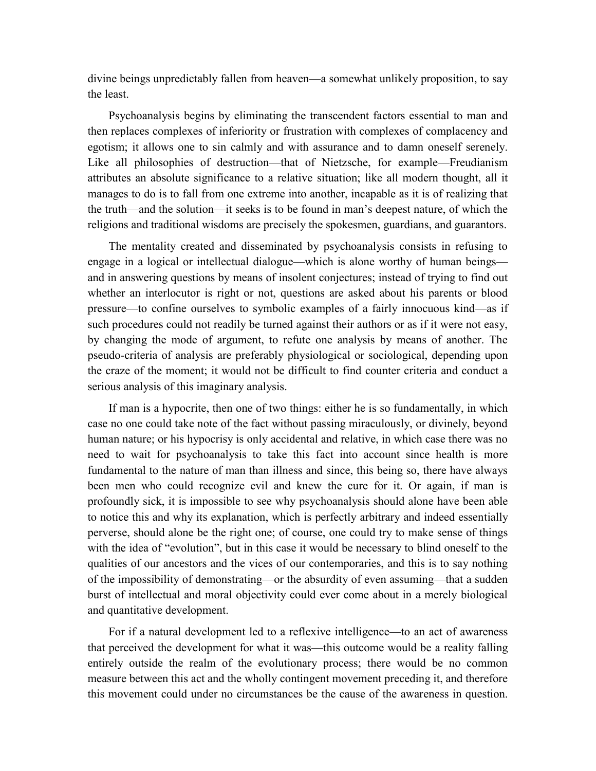divine beings unpredictably fallen from heaven—a somewhat unlikely proposition, to say the least.

Psychoanalysis begins by eliminating the transcendent factors essential to man and then replaces complexes of inferiority or frustration with complexes of complacency and egotism; it allows one to sin calmly and with assurance and to damn oneself serenely. Like all philosophies of destruction—that of Nietzsche, for example—Freudianism attributes an absolute significance to a relative situation; like all modern thought, all it manages to do is to fall from one extreme into another, incapable as it is of realizing that the truth—and the solution—it seeks is to be found in man's deepest nature, of which the religions and traditional wisdoms are precisely the spokesmen, guardians, and guarantors.

The mentality created and disseminated by psychoanalysis consists in refusing to engage in a logical or intellectual dialogue—which is alone worthy of human beings—and in answering questions by means of insolent conjectures; instead of trying to find out whether an interlocutor is right or not, questions are asked about his parents or blood pressure—to confine ourselves to symbolic examples of a fairly innocuous kind—as if such procedures could not readily be turned against their authors or as if it were not easy, by changing the mode of argument, to refute one analysis by means of another. The pseudo-criteria of analysis are preferably physiological or sociological, depending upon the craze of the moment; it would not be difficult to find counter criteria and conduct a serious analysis of this imaginary analysis.

If man is a hypocrite, then one of two things: either he is so fundamentally, in which case no one could take note of the fact without passing miraculously, or divinely, beyond human nature; or his hypocrisy is only accidental and relative, in which case there was no need to wait for psychoanalysis to take this fact into account since health is more fundamental to the nature of man than illness and since, this being so, there have always been men who could recognize evil and knew the cure for it. Or again, if man is profoundly sick, it is impossible to see why psychoanalysis should alone have been able to notice this and why its explanation, which is perfectly arbitrary and indeed essentially perverse, should alone be the right one; of course, one could try to make sense of things with the idea of "evolution", but in this case it would be necessary to blind oneself to the qualities of our ancestors and the vices of our contemporaries, and this is to say nothing of the impossibility of demonstrating—or the absurdity of even assuming—that a sudden burst of intellectual and moral objectivity could ever come about in a merely biological and quantitative development.

For if a natural development led to a reflexive intelligence—to an act of awareness that perceived the development for what it was—this outcome would be a reality falling entirely outside the realm of the evolutionary process; there would be no common measure between this act and the wholly contingent movement preceding it, and therefore this movement could under no circumstances be the cause of the awareness in question.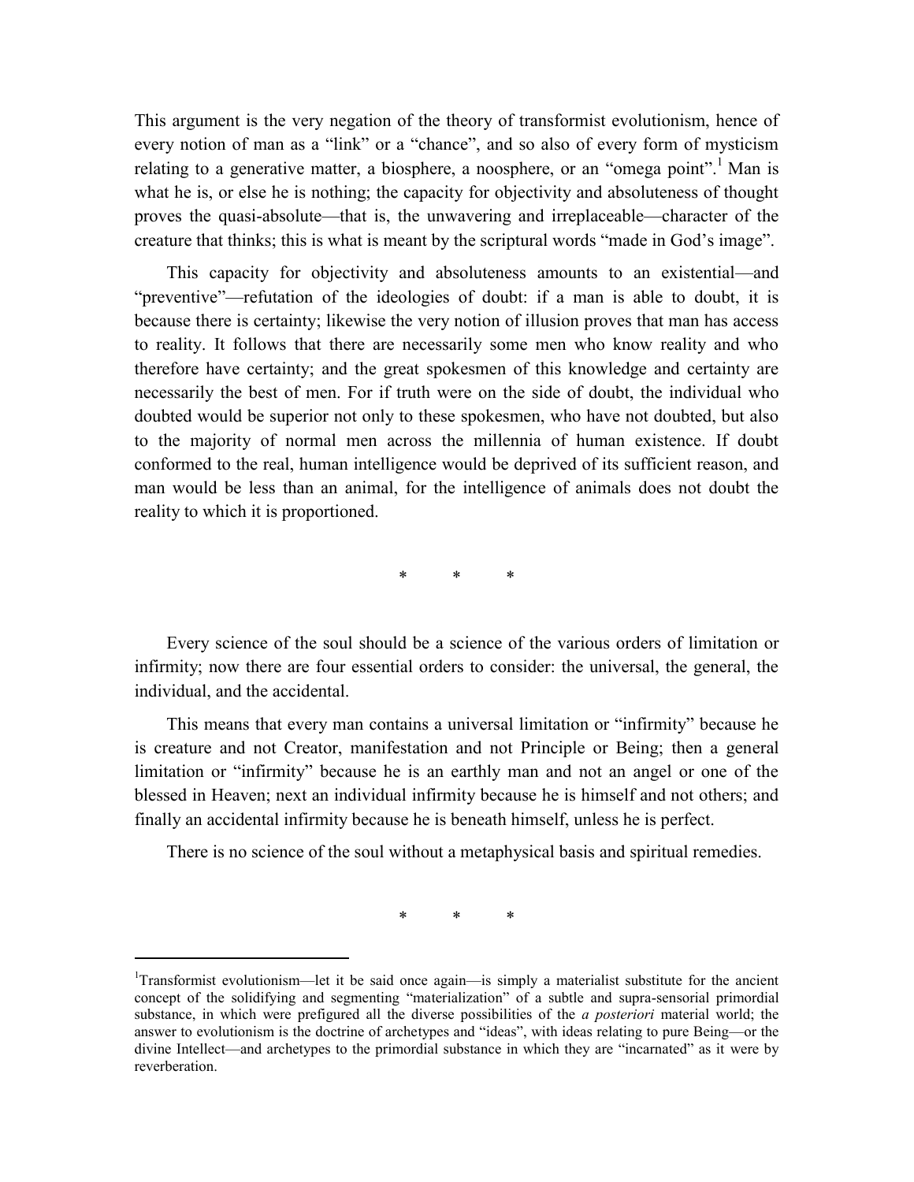This argument is the very negation of the theory of transformist evolutionism, hence of every notion of man as a "link" or a "chance", and so also of every form of mysticism relating to a generative matter, a biosphere, a noosphere, or an "omega point".[1] Man is what he is, or else he is nothing; the capacity for objectivity and absoluteness of thought proves the quasi-absolute—that is, the unwavering and irreplaceable—character of the creature that thinks; this is what is meant by the scriptural words "made in God's image".

This capacity for objectivity and absoluteness amounts to an existential—and "preventive"—refutation of the ideologies of doubt: if a man is able to doubt, it is because there is certainty; likewise the very notion of illusion proves that man has access to reality. It follows that there are necessarily some men who know reality and who therefore have certainty; and the great spokesmen of this knowledge and certainty are necessarily the best of men. For if truth were on the side of doubt, the individual who doubted would be superior not only to these spokesmen, who have not doubted, but also to the majority of normal men across the millennia of human existence. If doubt conformed to the real, human intelligence would be deprived of its sufficient reason, and man would be less than an animal, for the intelligence of animals does not doubt the reality to which it is proportioned.

\* \* \*

Every science of the soul should be a science of the various orders of limitation or infirmity; now there are four essential orders to consider: the universal, the general, the individual, and the accidental.

This means that every man contains a universal limitation or "infirmity" because he is creature and not Creator, manifestation and not Principle or Being; then a general limitation or "infirmity" because he is an earthly man and not an angel or one of the blessed in Heaven; next an individual infirmity because he is himself and not others; and finally an accidental infirmity because he is beneath himself, unless he is perfect.

There is no science of the soul without a metaphysical basis and spiritual remedies.

\* \* \*

---

[1] Transformist evolutionism—let it be said once again—is simply a materialist substitute for the ancient concept of the solidifying and segmenting "materialization" of a subtle and supra-sensorial primordial substance, in which were prefigured all the diverse possibilities of the *a posteriori* material world; the answer to evolutionism is the doctrine of archetypes and "ideas", with ideas relating to pure Being—or the divine Intellect—and archetypes to the primordial substance in which they are "incarnated" as it were by reverberation.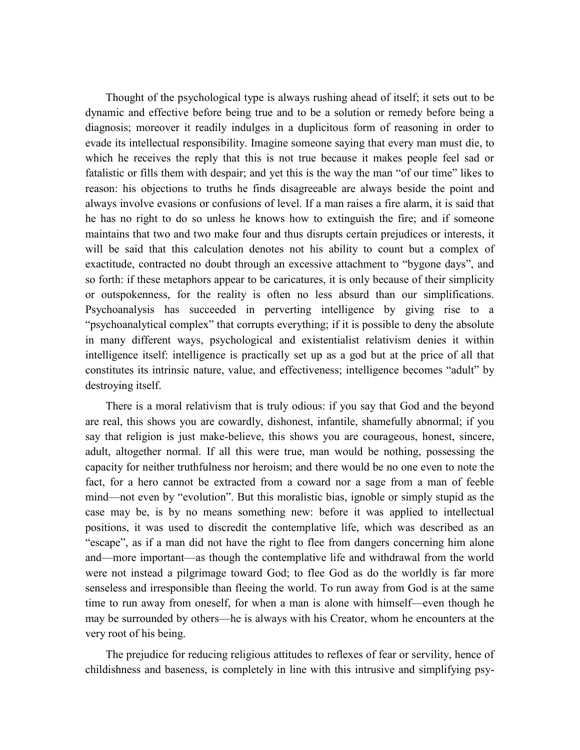Thought of the psychological type is always rushing ahead of itself; it sets out to be dynamic and effective before being true and to be a solution or remedy before being a diagnosis; moreover it readily indulges in a duplicitous form of reasoning in order to evade its intellectual responsibility. Imagine someone saying that every man must die, to which he receives the reply that this is not true because it makes people feel sad or fatalistic or fills them with despair; and yet this is the way the man "of our time" likes to reason: his objections to truths he finds disagreeable are always beside the point and always involve evasions or confusions of level. If a man raises a fire alarm, it is said that he has no right to do so unless he knows how to extinguish the fire; and if someone maintains that two and two make four and thus disrupts certain prejudices or interests, it will be said that this calculation denotes not his ability to count but a complex of exactitude, contracted no doubt through an excessive attachment to "bygone days", and so forth: if these metaphors appear to be caricatures, it is only because of their simplicity or outspokenness, for the reality is often no less absurd than our simplifications. Psychoanalysis has succeeded in perverting intelligence by giving rise to a "psychoanalytical complex" that corrupts everything; if it is possible to deny the absolute in many different ways, psychological and existentialist relativism denies it within intelligence itself: intelligence is practically set up as a god but at the price of all that constitutes its intrinsic nature, value, and effectiveness; intelligence becomes "adult" by destroying itself.

There is a moral relativism that is truly odious: if you say that God and the beyond are real, this shows you are cowardly, dishonest, infantile, shamefully abnormal; if you say that religion is just make-believe, this shows you are courageous, honest, sincere, adult, altogether normal. If all this were true, man would be nothing, possessing the capacity for neither truthfulness nor heroism; and there would be no one even to note the fact, for a hero cannot be extracted from a coward nor a sage from a man of feeble mind—not even by "evolution". But this moralistic bias, ignoble or simply stupid as the case may be, is by no means something new: before it was applied to intellectual positions, it was used to discredit the contemplative life, which was described as an "escape", as if a man did not have the right to flee from dangers concerning him alone and—more important—as though the contemplative life and withdrawal from the world were not instead a pilgrimage toward God; to flee God as do the worldly is far more senseless and irresponsible than fleeing the world. To run away from God is at the same time to run away from oneself, for when a man is alone with himself—even though he may be surrounded by others—he is always with his Creator, whom he encounters at the very root of his being.

The prejudice for reducing religious attitudes to reflexes of fear or servility, hence of childishness and baseness, is completely in line with this intrusive and simplifying psy-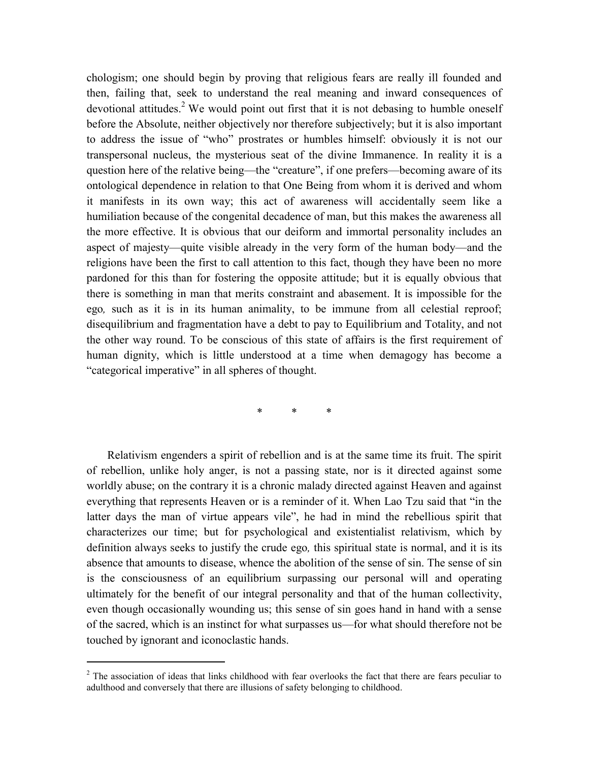chologism; one should begin by proving that religious fears are really ill founded and then, failing that, seek to understand the real meaning and inward consequences of devotional attitudes.[2] We would point out first that it is not debasing to humble oneself before the Absolute, neither objectively nor therefore subjectively; but it is also important to address the issue of "who" prostrates or humbles himself: obviously it is not our transpersonal nucleus, the mysterious seat of the divine Immanence. In reality it is a question here of the relative being—the "creature", if one prefers—becoming aware of its ontological dependence in relation to that One Being from whom it is derived and whom it manifests in its own way; this act of awareness will accidentally seem like a humiliation because of the congenital decadence of man, but this makes the awareness all the more effective. It is obvious that our deiform and immortal personality includes an aspect of majesty—quite visible already in the very form of the human body—and the religions have been the first to call attention to this fact, though they have been no more pardoned for this than for fostering the opposite attitude; but it is equally obvious that there is something in man that merits constraint and abasement. It is impossible for the ego*,* such as it is in its human animality, to be immune from all celestial reproof; disequilibrium and fragmentation have a debt to pay to Equilibrium and Totality, and not the other way round. To be conscious of this state of affairs is the first requirement of human dignity, which is little understood at a time when demagogy has become a "categorical imperative" in all spheres of thought.

\* \* \*

Relativism engenders a spirit of rebellion and is at the same time its fruit. The spirit of rebellion, unlike holy anger, is not a passing state, nor is it directed against some worldly abuse; on the contrary it is a chronic malady directed against Heaven and against everything that represents Heaven or is a reminder of it. When Lao Tzu said that "in the latter days the man of virtue appears vile", he had in mind the rebellious spirit that characterizes our time; but for psychological and existentialist relativism, which by definition always seeks to justify the crude ego*,* this spiritual state is normal, and it is its absence that amounts to disease, whence the abolition of the sense of sin. The sense of sin is the consciousness of an equilibrium surpassing our personal will and operating ultimately for the benefit of our integral personality and that of the human collectivity, even though occasionally wounding us; this sense of sin goes hand in hand with a sense of the sacred, which is an instinct for what surpasses us—for what should therefore not be touched by ignorant and iconoclastic hands.

---

[2] The association of ideas that links childhood with fear overlooks the fact that there are fears peculiar to adulthood and conversely that there are illusions of safety belonging to childhood.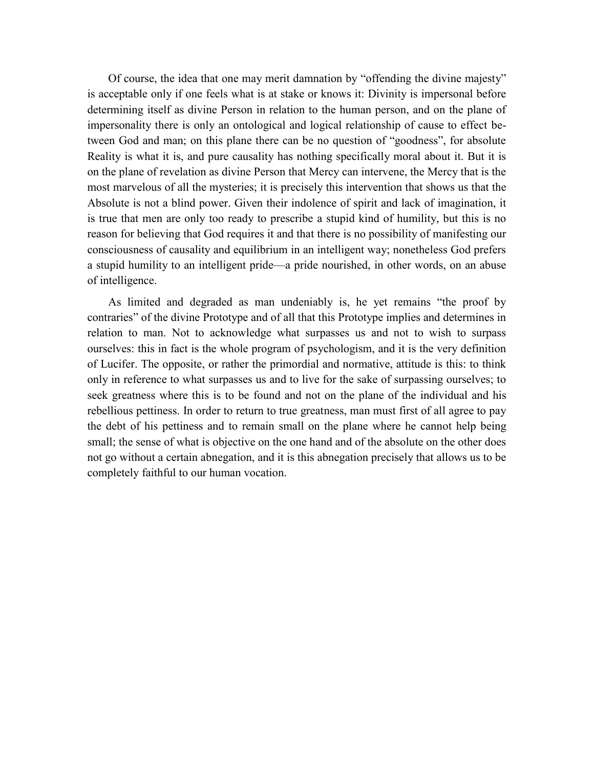Of course, the idea that one may merit damnation by "offending the divine majesty" is acceptable only if one feels what is at stake or knows it: Divinity is impersonal before determining itself as divine Person in relation to the human person, and on the plane of impersonality there is only an ontological and logical relationship of cause to effect between God and man; on this plane there can be no question of "goodness", for absolute Reality is what it is, and pure causality has nothing specifically moral about it. But it is on the plane of revelation as divine Person that Mercy can intervene, the Mercy that is the most marvelous of all the mysteries; it is precisely this intervention that shows us that the Absolute is not a blind power. Given their indolence of spirit and lack of imagination, it is true that men are only too ready to prescribe a stupid kind of humility, but this is no reason for believing that God requires it and that there is no possibility of manifesting our consciousness of causality and equilibrium in an intelligent way; nonetheless God prefers a stupid humility to an intelligent pride—a pride nourished, in other words, on an abuse of intelligence.

As limited and degraded as man undeniably is, he yet remains "the proof by contraries" of the divine Prototype and of all that this Prototype implies and determines in relation to man. Not to acknowledge what surpasses us and not to wish to surpass ourselves: this in fact is the whole program of psychologism, and it is the very definition of Lucifer. The opposite, or rather the primordial and normative, attitude is this: to think only in reference to what surpasses us and to live for the sake of surpassing ourselves; to seek greatness where this is to be found and not on the plane of the individual and his rebellious pettiness. In order to return to true greatness, man must first of all agree to pay the debt of his pettiness and to remain small on the plane where he cannot help being small; the sense of what is objective on the one hand and of the absolute on the other does not go without a certain abnegation, and it is this abnegation precisely that allows us to be completely faithful to our human vocation.